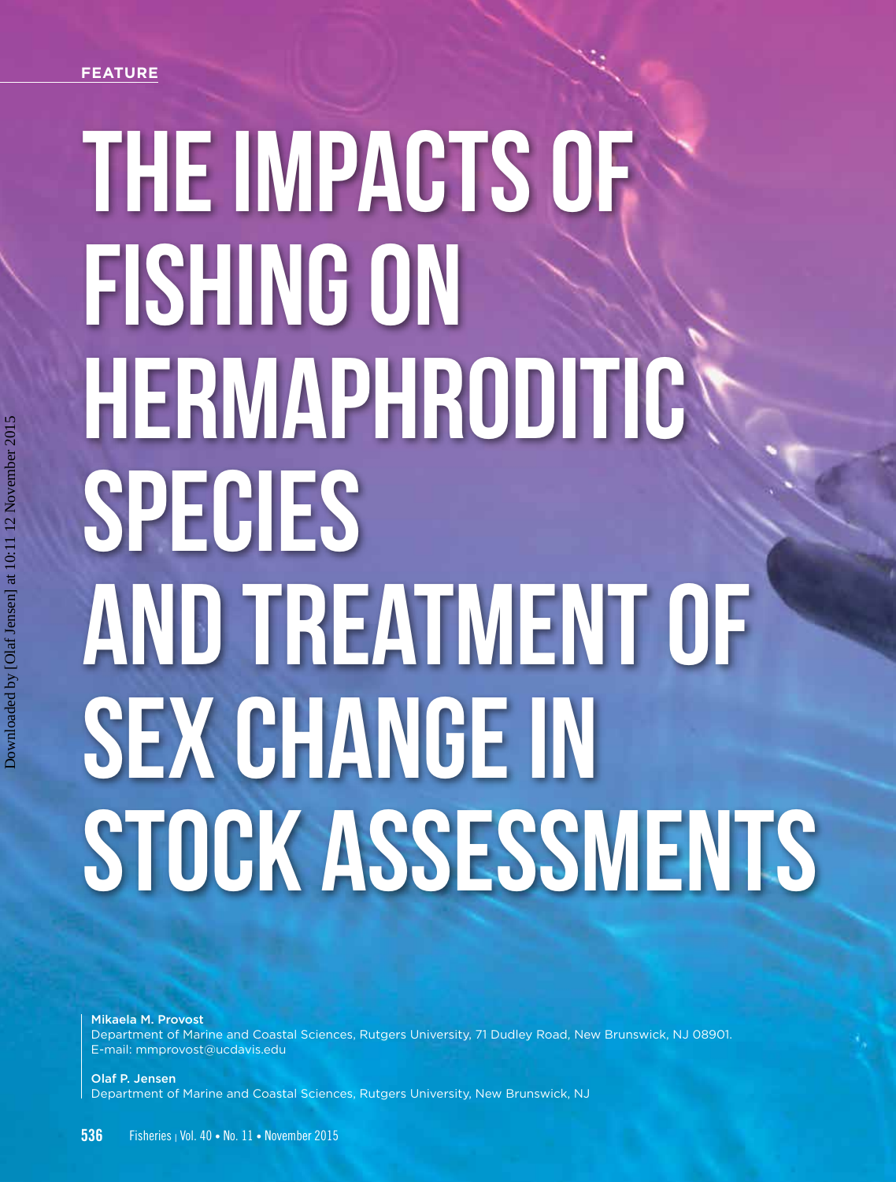FEATURE

# The Impacts of Fishing on Hermaphroditic Species and Treatment of Sex Change in Stock Assessments

**Mikaela M. Provost**
Department of Marine and Coastal Sciences, Rutgers University, 71 Dudley Road, New Brunswick, NJ 08901.
E-mail: mmprovost@ucdavis.edu

**Olaf P. Jensen**
Department of Marine and Coastal Sciences, Rutgers University, New Brunswick, NJ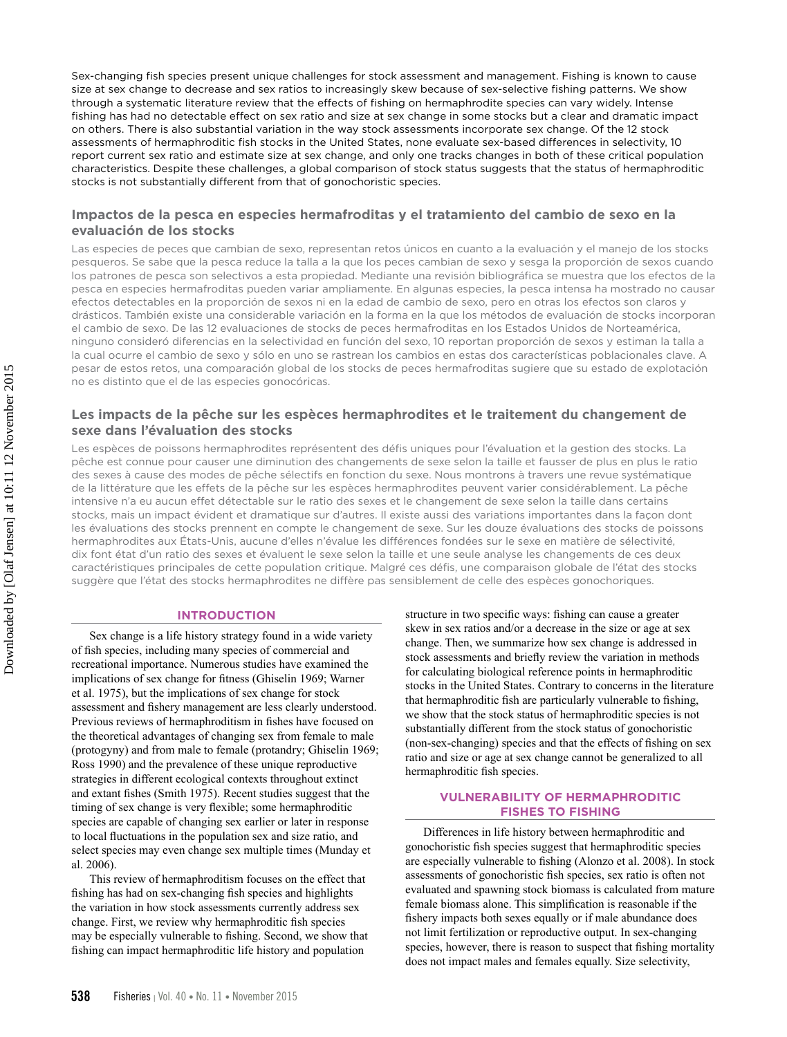Sex-changing fish species present unique challenges for stock assessment and management. Fishing is known to cause size at sex change to decrease and sex ratios to increasingly skew because of sex-selective fishing patterns. We show through a systematic literature review that the effects of fishing on hermaphrodite species can vary widely. Intense fishing has had no detectable effect on sex ratio and size at sex change in some stocks but a clear and dramatic impact on others. There is also substantial variation in the way stock assessments incorporate sex change. Of the 12 stock assessments of hermaphroditic fish stocks in the United States, none evaluate sex-based differences in selectivity, 10 report current sex ratio and estimate size at sex change, and only one tracks changes in both of these critical population characteristics. Despite these challenges, a global comparison of stock status suggests that the status of hermaphroditic stocks is not substantially different from that of gonochoristic species.

## Impactos de la pesca en especies hermafroditas y el tratamiento del cambio de sexo en la evaluación de los stocks

Las especies de peces que cambian de sexo, representan retos únicos en cuanto a la evaluación y el manejo de los stocks pesqueros. Se sabe que la pesca reduce la talla a la que los peces cambian de sexo y sesga la proporción de sexos cuando los patrones de pesca son selectivos a esta propiedad. Mediante una revisión bibliográfica se muestra que los efectos de la pesca en especies hermafroditas pueden variar ampliamente. En algunas especies, la pesca intensa ha mostrado no causar efectos detectables en la proporción de sexos ni en la edad de cambio de sexo, pero en otras los efectos son claros y drásticos. También existe una considerable variación en la forma en la que los métodos de evaluación de stocks incorporan el cambio de sexo. De las 12 evaluaciones de stocks de peces hermafroditas en los Estados Unidos de Norteamérica, ninguno consideró diferencias en la selectividad en función del sexo, 10 reportan proporción de sexos y estiman la talla a la cual ocurre el cambio de sexo y sólo en uno se rastrean los cambios en estas dos características poblacionales clave. A pesar de estos retos, una comparación global de los stocks de peces hermafroditas sugiere que su estado de explotación no es distinto que el de las especies gonocóricas.

## Les impacts de la pêche sur les espèces hermaphrodites et le traitement du changement de sexe dans l'évaluation des stocks

Les espèces de poissons hermaphrodites représentent des défis uniques pour l'évaluation et la gestion des stocks. La pêche est connue pour causer une diminution des changements de sexe selon la taille et fausser de plus en plus le ratio des sexes à cause des modes de pêche sélectifs en fonction du sexe. Nous montrons à travers une revue systématique de la littérature que les effets de la pêche sur les espèces hermaphrodites peuvent varier considérablement. La pêche intensive n'a eu aucun effet détectable sur le ratio des sexes et le changement de sexe selon la taille dans certains stocks, mais un impact évident et dramatique sur d'autres. Il existe aussi des variations importantes dans la façon dont les évaluations des stocks prennent en compte le changement de sexe. Sur les douze évaluations des stocks de poissons hermaphrodites aux États-Unis, aucune d'elles n'évalue les différences fondées sur le sexe en matière de sélectivité, dix font état d'un ratio des sexes et évaluent le sexe selon la taille et une seule analyse les changements de ces deux caractéristiques principales de cette population critique. Malgré ces défis, une comparaison globale de l'état des stocks suggère que l'état des stocks hermaphrodites ne diffère pas sensiblement de celle des espèces gonochoriques.

## INTRODUCTION

Sex change is a life history strategy found in a wide variety of fish species, including many species of commercial and recreational importance. Numerous studies have examined the implications of sex change for fitness (Ghiselin 1969; Warner et al. 1975), but the implications of sex change for stock assessment and fishery management are less clearly understood. Previous reviews of hermaphroditism in fishes have focused on the theoretical advantages of changing sex from female to male (protogyny) and from male to female (protandry; Ghiselin 1969; Ross 1990) and the prevalence of these unique reproductive strategies in different ecological contexts throughout extinct and extant fishes (Smith 1975). Recent studies suggest that the timing of sex change is very flexible; some hermaphroditic species are capable of changing sex earlier or later in response to local fluctuations in the population sex and size ratio, and select species may even change sex multiple times (Munday et al. 2006).

This review of hermaphroditism focuses on the effect that fishing has had on sex-changing fish species and highlights the variation in how stock assessments currently address sex change. First, we review why hermaphroditic fish species may be especially vulnerable to fishing. Second, we show that fishing can impact hermaphroditic life history and population structure in two specific ways: fishing can cause a greater skew in sex ratios and/or a decrease in the size or age at sex change. Then, we summarize how sex change is addressed in stock assessments and briefly review the variation in methods for calculating biological reference points in hermaphroditic stocks in the United States. Contrary to concerns in the literature that hermaphroditic fish are particularly vulnerable to fishing, we show that the stock status of hermaphroditic species is not substantially different from the stock status of gonochoristic (non-sex-changing) species and that the effects of fishing on sex ratio and size or age at sex change cannot be generalized to all hermaphroditic fish species.

## VULNERABILITY OF HERMAPHRODITIC FISHES TO FISHING

Differences in life history between hermaphroditic and gonochoristic fish species suggest that hermaphroditic species are especially vulnerable to fishing (Alonzo et al. 2008). In stock assessments of gonochoristic fish species, sex ratio is often not evaluated and spawning stock biomass is calculated from mature female biomass alone. This simplification is reasonable if the fishery impacts both sexes equally or if male abundance does not limit fertilization or reproductive output. In sex-changing species, however, there is reason to suspect that fishing mortality does not impact males and females equally. Size selectivity,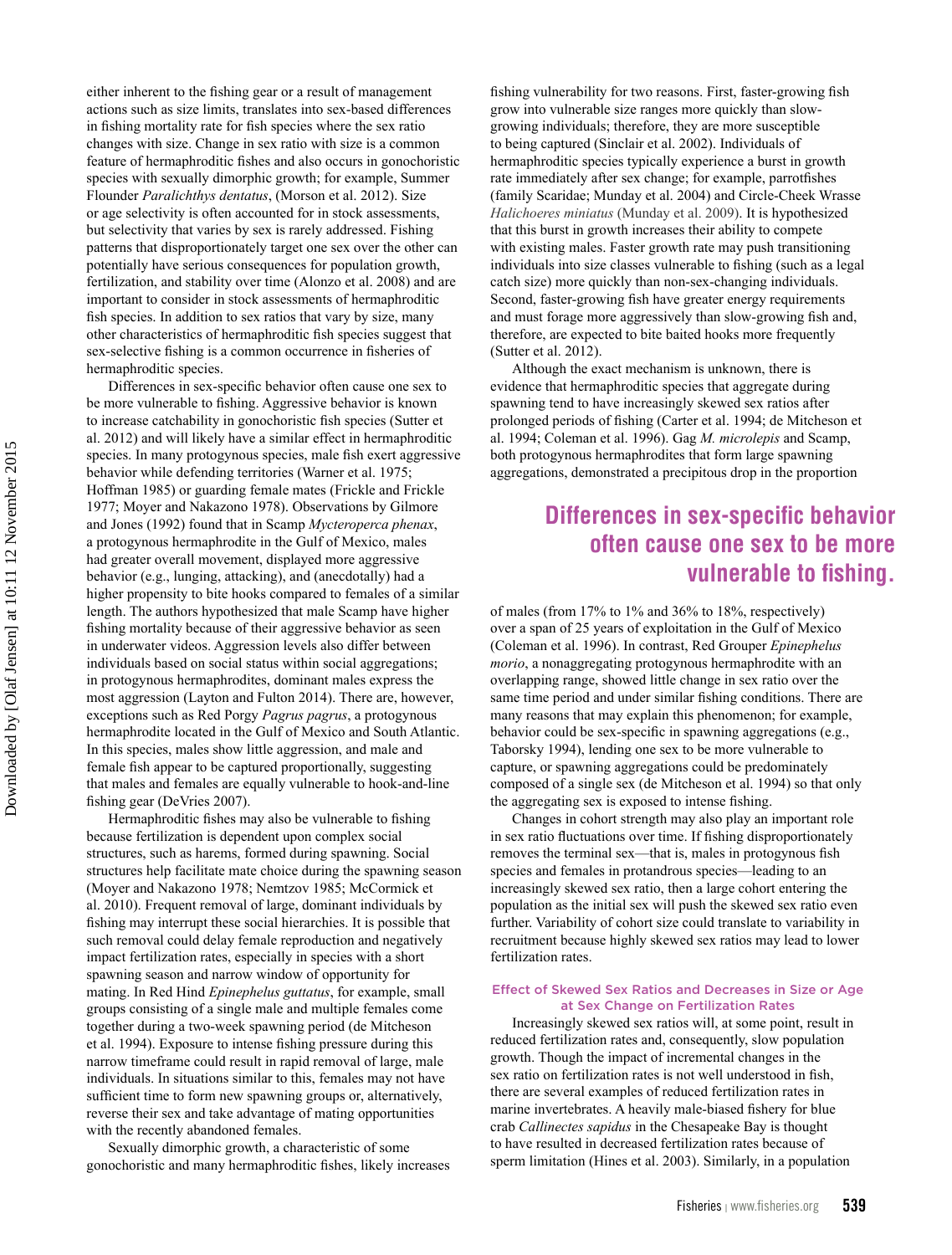either inherent to the fishing gear or a result of management actions such as size limits, translates into sex-based differences in fishing mortality rate for fish species where the sex ratio changes with size. Change in sex ratio with size is a common feature of hermaphroditic fishes and also occurs in gonochoristic species with sexually dimorphic growth; for example, Summer Flounder *Paralichthys dentatus*, (Morson et al. 2012). Size or age selectivity is often accounted for in stock assessments, but selectivity that varies by sex is rarely addressed. Fishing patterns that disproportionately target one sex over the other can potentially have serious consequences for population growth, fertilization, and stability over time (Alonzo et al. 2008) and are important to consider in stock assessments of hermaphroditic fish species. In addition to sex ratios that vary by size, many other characteristics of hermaphroditic fish species suggest that sex-selective fishing is a common occurrence in fisheries of hermaphroditic species.

Differences in sex-specific behavior often cause one sex to be more vulnerable to fishing. Aggressive behavior is known to increase catchability in gonochoristic fish species (Sutter et al. 2012) and will likely have a similar effect in hermaphroditic species. In many protogynous species, male fish exert aggressive behavior while defending territories (Warner et al. 1975; Hoffman 1985) or guarding female mates (Frickle and Frickle 1977; Moyer and Nakazono 1978). Observations by Gilmore and Jones (1992) found that in Scamp *Mycteroperca phenax*, a protogynous hermaphrodite in the Gulf of Mexico, males had greater overall movement, displayed more aggressive behavior (e.g., lunging, attacking), and (anecdotally) had a higher propensity to bite hooks compared to females of a similar length. The authors hypothesized that male Scamp have higher fishing mortality because of their aggressive behavior as seen in underwater videos. Aggression levels also differ between individuals based on social status within social aggregations; in protogynous hermaphrodites, dominant males express the most aggression (Layton and Fulton 2014). There are, however, exceptions such as Red Porgy *Pagrus pagrus*, a protogynous hermaphrodite located in the Gulf of Mexico and South Atlantic. In this species, males show little aggression, and male and female fish appear to be captured proportionally, suggesting that males and females are equally vulnerable to hook-and-line fishing gear (DeVries 2007).

Hermaphroditic fishes may also be vulnerable to fishing because fertilization is dependent upon complex social structures, such as harems, formed during spawning. Social structures help facilitate mate choice during the spawning season (Moyer and Nakazono 1978; Nemtzov 1985; McCormick et al. 2010). Frequent removal of large, dominant individuals by fishing may interrupt these social hierarchies. It is possible that such removal could delay female reproduction and negatively impact fertilization rates, especially in species with a short spawning season and narrow window of opportunity for mating. In Red Hind *Epinephelus guttatus*, for example, small groups consisting of a single male and multiple females come together during a two-week spawning period (de Mitcheson et al. 1994). Exposure to intense fishing pressure during this narrow timeframe could result in rapid removal of large, male individuals. In situations similar to this, females may not have sufficient time to form new spawning groups or, alternatively, reverse their sex and take advantage of mating opportunities with the recently abandoned females.

Sexually dimorphic growth, a characteristic of some gonochoristic and many hermaphroditic fishes, likely increases fishing vulnerability for two reasons. First, faster-growing fish grow into vulnerable size ranges more quickly than slow-growing individuals; therefore, they are more susceptible to being captured (Sinclair et al. 2002). Individuals of hermaphroditic species typically experience a burst in growth rate immediately after sex change; for example, parrotfishes (family Scaridae; Munday et al. 2004) and Circle-Cheek Wrasse *Halichoeres miniatus* (Munday et al. 2009). It is hypothesized that this burst in growth increases their ability to compete with existing males. Faster growth rate may push transitioning individuals into size classes vulnerable to fishing (such as a legal catch size) more quickly than non-sex-changing individuals. Second, faster-growing fish have greater energy requirements and must forage more aggressively than slow-growing fish and, therefore, are expected to bite baited hooks more frequently (Sutter et al. 2012).

Although the exact mechanism is unknown, there is evidence that hermaphroditic species that aggregate during spawning tend to have increasingly skewed sex ratios after prolonged periods of fishing (Carter et al. 1994; de Mitcheson et al. 1994; Coleman et al. 1996). Gag *M. microlepis* and Scamp, both protogynous hermaphrodites that form large spawning aggregations, demonstrated a precipitous drop in the proportion of males (from 17% to 1% and 36% to 18%, respectively) over a span of 25 years of exploitation in the Gulf of Mexico (Coleman et al. 1996). In contrast, Red Grouper *Epinephelus morio*, a nonaggregating protogynous hermaphrodite with an overlapping range, showed little change in sex ratio over the same time period and under similar fishing conditions. There are many reasons that may explain this phenomenon; for example, behavior could be sex-specific in spawning aggregations (e.g., Taborsky 1994), lending one sex to be more vulnerable to capture, or spawning aggregations could be predominately composed of a single sex (de Mitcheson et al. 1994) so that only the aggregating sex is exposed to intense fishing.

**Differences in sex-specific behavior often cause one sex to be more vulnerable to fishing.**

Changes in cohort strength may also play an important role in sex ratio fluctuations over time. If fishing disproportionately removes the terminal sex—that is, males in protogynous fish species and females in protandrous species—leading to an increasingly skewed sex ratio, then a large cohort entering the population as the initial sex will push the skewed sex ratio even further. Variability of cohort size could translate to variability in recruitment because highly skewed sex ratios may lead to lower fertilization rates.

### Effect of Skewed Sex Ratios and Decreases in Size or Age at Sex Change on Fertilization Rates

Increasingly skewed sex ratios will, at some point, result in reduced fertilization rates and, consequently, slow population growth. Though the impact of incremental changes in the sex ratio on fertilization rates is not well understood in fish, there are several examples of reduced fertilization rates in marine invertebrates. A heavily male-biased fishery for blue crab *Callinectes sapidus* in the Chesapeake Bay is thought to have resulted in decreased fertilization rates because of sperm limitation (Hines et al. 2003). Similarly, in a population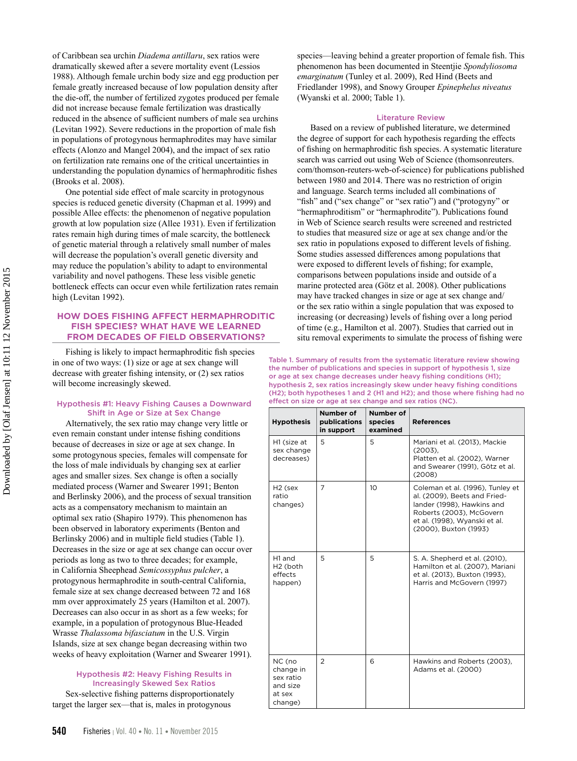of Caribbean sea urchin *Diadema antillaru*, sex ratios were dramatically skewed after a severe mortality event (Lessios 1988). Although female urchin body size and egg production per female greatly increased because of low population density after the die-off, the number of fertilized zygotes produced per female did not increase because female fertilization was drastically reduced in the absence of sufficient numbers of male sea urchins (Levitan 1992). Severe reductions in the proportion of male fish in populations of protogynous hermaphrodites may have similar effects (Alonzo and Mangel 2004), and the impact of sex ratio on fertilization rate remains one of the critical uncertainties in understanding the population dynamics of hermaphroditic fishes (Brooks et al. 2008).

One potential side effect of male scarcity in protogynous species is reduced genetic diversity (Chapman et al. 1999) and possible Allee effects: the phenomenon of negative population growth at low population size (Allee 1931). Even if fertilization rates remain high during times of male scarcity, the bottleneck of genetic material through a relatively small number of males will decrease the population's overall genetic diversity and may reduce the population's ability to adapt to environmental variability and novel pathogens. These less visible genetic bottleneck effects can occur even while fertilization rates remain high (Levitan 1992).

## HOW DOES FISHING AFFECT HERMAPHRODITIC FISH SPECIES? WHAT HAVE WE LEARNED FROM DECADES OF FIELD OBSERVATIONS?

Fishing is likely to impact hermaphroditic fish species in one of two ways: (1) size or age at sex change will decrease with greater fishing intensity, or (2) sex ratios will become increasingly skewed.

### Hypothesis #1: Heavy Fishing Causes a Downward Shift in Age or Size at Sex Change

Alternatively, the sex ratio may change very little or even remain constant under intense fishing conditions because of decreases in size or age at sex change. In some protogynous species, females will compensate for the loss of male individuals by changing sex at earlier ages and smaller sizes. Sex change is often a socially mediated process (Warner and Swearer 1991; Benton and Berlinsky 2006), and the process of sexual transition acts as a compensatory mechanism to maintain an optimal sex ratio (Shapiro 1979). This phenomenon has been observed in laboratory experiments (Benton and Berlinsky 2006) and in multiple field studies (Table 1). Decreases in the size or age at sex change can occur over periods as long as two to three decades; for example, in California Sheephead *Semicossyphus pulcher*, a protogynous hermaphrodite in south-central California, female size at sex change decreased between 72 and 168 mm over approximately 25 years (Hamilton et al. 2007). Decreases can also occur in as short as a few weeks; for example, in a population of protogynous Blue-Headed Wrasse *Thalassoma bifasciatum* in the U.S. Virgin Islands, size at sex change began decreasing within two weeks of heavy exploitation (Warner and Swearer 1991).

### Hypothesis #2: Heavy Fishing Results in Increasingly Skewed Sex Ratios

Sex-selective fishing patterns disproportionately target the larger sex—that is, males in protogynous species—leaving behind a greater proportion of female fish. This phenomenon has been documented in Steentjie *Spondyliosoma emarginatum* (Tunley et al. 2009), Red Hind (Beets and Friedlander 1998), and Snowy Grouper *Epinephelus niveatus* (Wyanski et al. 2000; Table 1).

### Literature Review

Based on a review of published literature, we determined the degree of support for each hypothesis regarding the effects of fishing on hermaphroditic fish species. A systematic literature search was carried out using Web of Science (thomsonreuters.com/thomson-reuters-web-of-science) for publications published between 1980 and 2014. There was no restriction of origin and language. Search terms included all combinations of "fish" and ("sex change" or "sex ratio") and ("protogyny" or "hermaphroditism" or "hermaphrodite"). Publications found in Web of Science search results were screened and restricted to studies that measured size or age at sex change and/or the sex ratio in populations exposed to different levels of fishing. Some studies assessed differences among populations that were exposed to different levels of fishing; for example, comparisons between populations inside and outside of a marine protected area (Götz et al. 2008). Other publications may have tracked changes in size or age at sex change and/or the sex ratio within a single population that was exposed to increasing (or decreasing) levels of fishing over a long period of time (e.g., Hamilton et al. 2007). Studies that carried out in situ removal experiments to simulate the process of fishing were

Table 1. Summary of results from the systematic literature review showing the number of publications and species in support of hypothesis 1, size or age at sex change decreases under heavy fishing conditions (H1); hypothesis 2, sex ratios increasingly skew under heavy fishing conditions (H2); both hypotheses 1 and 2 (H1 and H2); and those where fishing had no effect on size or age at sex change and sex ratios (NC).

| Hypothesis | Number of publications in support | Number of species examined | References |
|---|---|---|---|
| H1 (size at sex change decreases) | 5 | 5 | Mariani et al. (2013), Mackie (2003), Platten et al. (2002), Warner and Swearer (1991), Götz et al. (2008) |
| H2 (sex ratio changes) | 7 | 10 | Coleman et al. (1996), Tunley et al. (2009), Beets and Friedlander (1998), Hawkins and Roberts (2003), McGovern et al. (1998), Wyanski et al. (2000), Buxton (1993) |
| H1 and H2 (both effects happen) | 5 | 5 | S. A. Shepherd et al. (2010), Hamilton et al. (2007), Mariani et al. (2013), Buxton (1993), Harris and McGovern (1997) |
| NC (no change in sex ratio and size at sex change) | 2 | 6 | Hawkins and Roberts (2003), Adams et al. (2000) |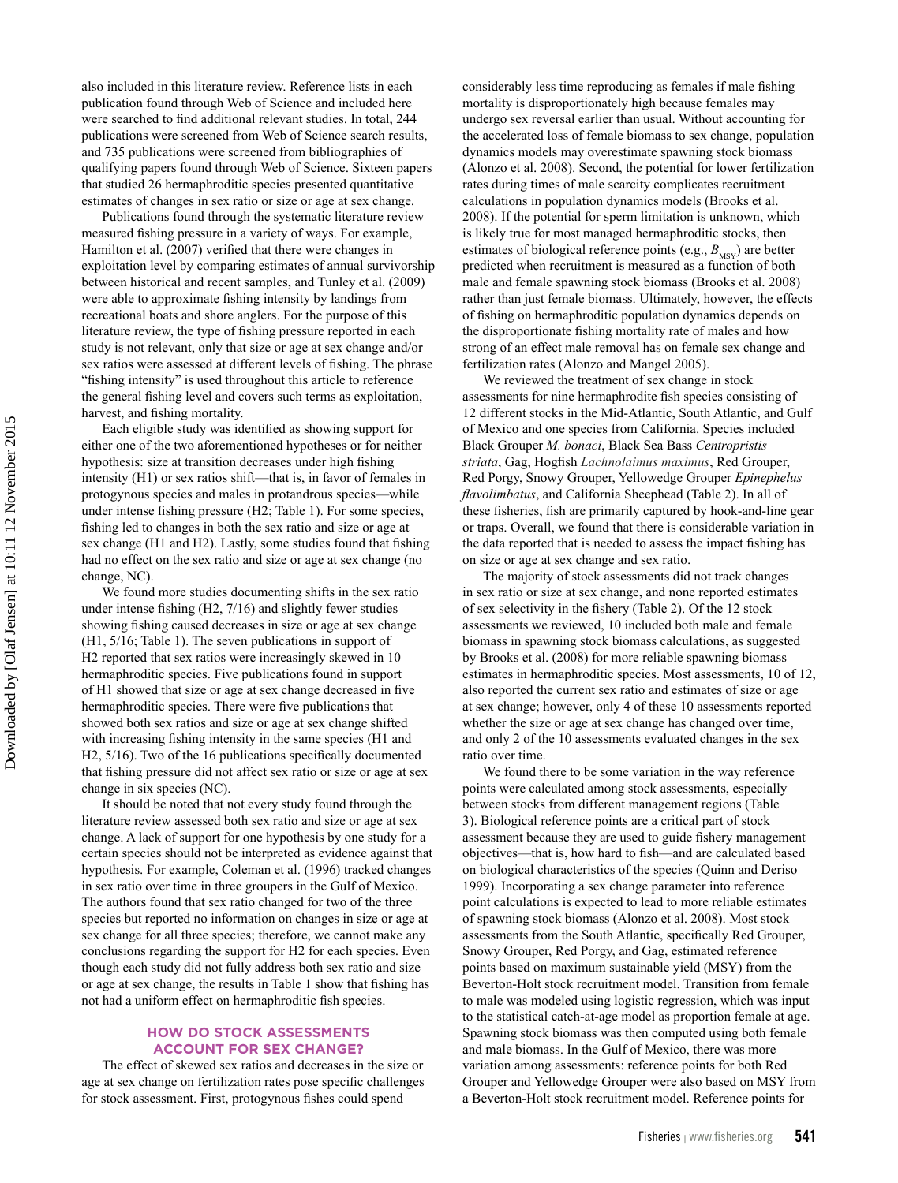also included in this literature review. Reference lists in each publication found through Web of Science and included here were searched to find additional relevant studies. In total, 244 publications were screened from Web of Science search results, and 735 publications were screened from bibliographies of qualifying papers found through Web of Science. Sixteen papers that studied 26 hermaphroditic species presented quantitative estimates of changes in sex ratio or size or age at sex change.

Publications found through the systematic literature review measured fishing pressure in a variety of ways. For example, Hamilton et al. (2007) verified that there were changes in exploitation level by comparing estimates of annual survivorship between historical and recent samples, and Tunley et al. (2009) were able to approximate fishing intensity by landings from recreational boats and shore anglers. For the purpose of this literature review, the type of fishing pressure reported in each study is not relevant, only that size or age at sex change and/or sex ratios were assessed at different levels of fishing. The phrase "fishing intensity" is used throughout this article to reference the general fishing level and covers such terms as exploitation, harvest, and fishing mortality.

Each eligible study was identified as showing support for either one of the two aforementioned hypotheses or for neither hypothesis: size at transition decreases under high fishing intensity (H1) or sex ratios shift—that is, in favor of females in protogynous species and males in protandrous species—while under intense fishing pressure (H2; Table 1). For some species, fishing led to changes in both the sex ratio and size or age at sex change (H1 and H2). Lastly, some studies found that fishing had no effect on the sex ratio and size or age at sex change (no change, NC).

We found more studies documenting shifts in the sex ratio under intense fishing (H2, 7/16) and slightly fewer studies showing fishing caused decreases in size or age at sex change (H1, 5/16; Table 1). The seven publications in support of H2 reported that sex ratios were increasingly skewed in 10 hermaphroditic species. Five publications found in support of H1 showed that size or age at sex change decreased in five hermaphroditic species. There were five publications that showed both sex ratios and size or age at sex change shifted with increasing fishing intensity in the same species (H1 and H2, 5/16). Two of the 16 publications specifically documented that fishing pressure did not affect sex ratio or size or age at sex change in six species (NC).

It should be noted that not every study found through the literature review assessed both sex ratio and size or age at sex change. A lack of support for one hypothesis by one study for a certain species should not be interpreted as evidence against that hypothesis. For example, Coleman et al. (1996) tracked changes in sex ratio over time in three groupers in the Gulf of Mexico. The authors found that sex ratio changed for two of the three species but reported no information on changes in size or age at sex change for all three species; therefore, we cannot make any conclusions regarding the support for H2 for each species. Even though each study did not fully address both sex ratio and size or age at sex change, the results in Table 1 show that fishing has not had a uniform effect on hermaphroditic fish species.

## HOW DO STOCK ASSESSMENTS ACCOUNT FOR SEX CHANGE?

The effect of skewed sex ratios and decreases in the size or age at sex change on fertilization rates pose specific challenges for stock assessment. First, protogynous fishes could spend considerably less time reproducing as females if male fishing mortality is disproportionately high because females may undergo sex reversal earlier than usual. Without accounting for the accelerated loss of female biomass to sex change, population dynamics models may overestimate spawning stock biomass (Alonzo et al. 2008). Second, the potential for lower fertilization rates during times of male scarcity complicates recruitment calculations in population dynamics models (Brooks et al. 2008). If the potential for sperm limitation is unknown, which is likely true for most managed hermaphroditic stocks, then estimates of biological reference points (e.g., $B_{MSY}$) are better predicted when recruitment is measured as a function of both male and female spawning stock biomass (Brooks et al. 2008) rather than just female biomass. Ultimately, however, the effects of fishing on hermaphroditic population dynamics depends on the disproportionate fishing mortality rate of males and how strong of an effect male removal has on female sex change and fertilization rates (Alonzo and Mangel 2005).

We reviewed the treatment of sex change in stock assessments for nine hermaphrodite fish species consisting of 12 different stocks in the Mid-Atlantic, South Atlantic, and Gulf of Mexico and one species from California. Species included Black Grouper *M. bonaci*, Black Sea Bass *Centropristis striata*, Gag, Hogfish *Lachnolaimus maximus*, Red Grouper, Red Porgy, Snowy Grouper, Yellowedge Grouper *Epinephelus flavolimbatus*, and California Sheephead (Table 2). In all of these fisheries, fish are primarily captured by hook-and-line gear or traps. Overall, we found that there is considerable variation in the data reported that is needed to assess the impact fishing has on size or age at sex change and sex ratio.

The majority of stock assessments did not track changes in sex ratio or size at sex change, and none reported estimates of sex selectivity in the fishery (Table 2). Of the 12 stock assessments we reviewed, 10 included both male and female biomass in spawning stock biomass calculations, as suggested by Brooks et al. (2008) for more reliable spawning biomass estimates in hermaphroditic species. Most assessments, 10 of 12, also reported the current sex ratio and estimates of size or age at sex change; however, only 4 of these 10 assessments reported whether the size or age at sex change has changed over time, and only 2 of the 10 assessments evaluated changes in the sex ratio over time.

We found there to be some variation in the way reference points were calculated among stock assessments, especially between stocks from different management regions (Table 3). Biological reference points are a critical part of stock assessment because they are used to guide fishery management objectives—that is, how hard to fish—and are calculated based on biological characteristics of the species (Quinn and Deriso 1999). Incorporating a sex change parameter into reference point calculations is expected to lead to more reliable estimates of spawning stock biomass (Alonzo et al. 2008). Most stock assessments from the South Atlantic, specifically Red Grouper, Snowy Grouper, Red Porgy, and Gag, estimated reference points based on maximum sustainable yield (MSY) from the Beverton-Holt stock recruitment model. Transition from female to male was modeled using logistic regression, which was input to the statistical catch-at-age model as proportion female at age. Spawning stock biomass was then computed using both female and male biomass. In the Gulf of Mexico, there was more variation among assessments: reference points for both Red Grouper and Yellowedge Grouper were also based on MSY from a Beverton-Holt stock recruitment model. Reference points for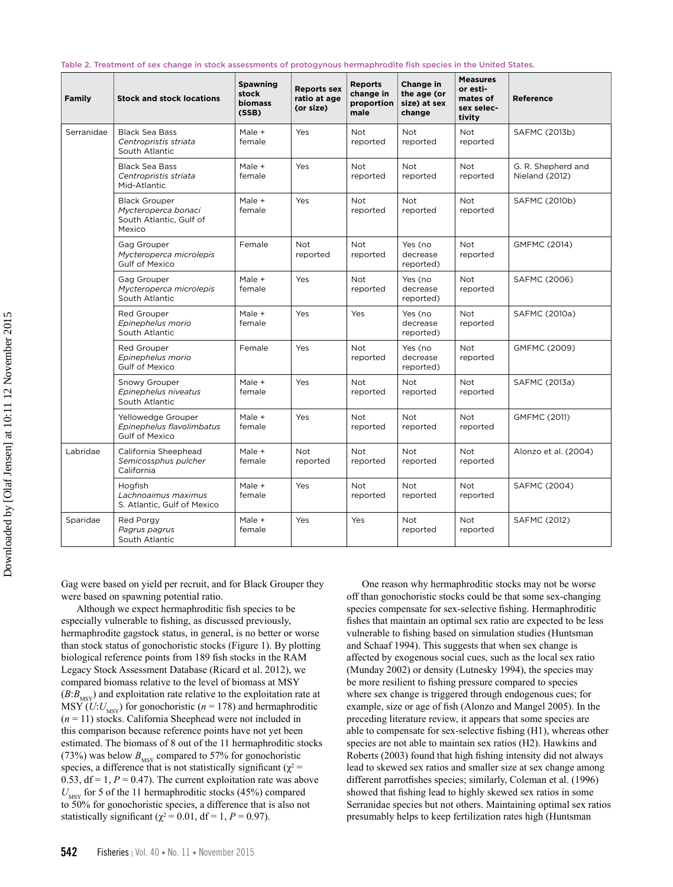Table 2. Treatment of sex change in stock assessments of protogynous hermaphrodite fish species in the United States.

| Family | Stock and stock locations | Spawning stock biomass (SSB) | Reports sex ratio at age (or size) | Reports change in proportion male | Change in the age (or size) at sex change | Measures or estimates of sex selectivity | Reference |
|---|---|---|---|---|---|---|---|
| Serranidae | Black Sea Bass *Centropristis striata* South Atlantic | Male + female | Yes | Not reported | Not reported | Not reported | SAFMC (2013b) |
| | Black Sea Bass *Centropristis striata* Mid-Atlantic | Male + female | Yes | Not reported | Not reported | Not reported | G. R. Shepherd and Nieland (2012) |
| | Black Grouper *Mycteroperca bonaci* South Atlantic, Gulf of Mexico | Male + female | Yes | Not reported | Not reported | Not reported | SAFMC (2010b) |
| | Gag Grouper *Mycteroperca microlepis* Gulf of Mexico | Female | Not reported | Not reported | Yes (no decrease reported) | Not reported | GMFMC (2014) |
| | Gag Grouper *Mycteroperca microlepis* South Atlantic | Male + female | Yes | Not reported | Yes (no decrease reported) | Not reported | SAFMC (2006) |
| | Red Grouper *Epinephelus morio* South Atlantic | Male + female | Yes | Yes | Yes (no decrease reported) | Not reported | SAFMC (2010a) |
| | Red Grouper *Epinephelus morio* Gulf of Mexico | Female | Yes | Not reported | Yes (no decrease reported) | Not reported | GMFMC (2009) |
| | Snowy Grouper *Epinephelus niveatus* South Atlantic | Male + female | Yes | Not reported | Not reported | Not reported | SAFMC (2013a) |
| | Yellowedge Grouper *Epinephelus flavolimbatus* Gulf of Mexico | Male + female | Yes | Not reported | Not reported | Not reported | GMFMC (2011) |
| Labridae | California Sheephead *Semicossphus pulcher* California | Male + female | Not reported | Not reported | Not reported | Not reported | Alonzo et al. (2004) |
| | Hogfish *Lachnoaimus maximus* S. Atlantic, Gulf of Mexico | Male + female | Yes | Not reported | Not reported | Not reported | SAFMC (2004) |
| Sparidae | Red Porgy *Pagrus pagrus* South Atlantic | Male + female | Yes | Yes | Not reported | Not reported | SAFMC (2012) |

Gag were based on yield per recruit, and for Black Grouper they were based on spawning potential ratio.

Although we expect hermaphroditic fish species to be especially vulnerable to fishing, as discussed previously, hermaphrodite gagstock status, in general, is no better or worse than stock status of gonochoristic stocks (Figure 1). By plotting biological reference points from 189 fish stocks in the RAM Legacy Stock Assessment Database (Ricard et al. 2012), we compared biomass relative to the level of biomass at MSY ($B$:$B_{MSY}$) and exploitation rate relative to the exploitation rate at MSY ($U$:$U_{MSY}$) for gonochoristic ($n$ = 178) and hermaphroditic ($n$ = 11) stocks. California Sheephead were not included in this comparison because reference points have not yet been estimated. The biomass of 8 out of the 11 hermaphroditic stocks (73%) was below $B_{MSY}$ compared to 57% for gonochoristic stocks, a difference that is not statistically significant ($\chi^2$ = 0.53, df = 1, $P$ = 0.47). The current exploitation rate was above $U_{MSY}$ for 5 of the 11 hermaphroditic stocks (45%) compared to 50% for gonochoristic species, a difference that is also not statistically significant ($\chi^2$ = 0.01, df = 1, $P$ = 0.97).

One reason why hermaphroditic stocks may not be worse off than gonochoristic stocks could be that some sex-changing species compensate for sex-selective fishing. Hermaphroditic fishes that maintain an optimal sex ratio are expected to be less vulnerable to fishing based on simulation studies (Huntsman and Schaaf 1994). This suggests that when sex change is affected by exogenous social cues, such as the local sex ratio (Munday 2002) or density (Lutnesky 1994), the species may be more resilient to fishing pressure compared to species where sex change is triggered through endogenous cues; for example, size or age of fish (Alonzo and Mangel 2005). In the preceding literature review, it appears that some species are able to compensate for sex-selective fishing (H1), whereas other species are not able to maintain sex ratios (H2). Hawkins and Roberts (2003) found that high fishing intensity did not always lead to skewed sex ratios and smaller size at sex change among different parrotfishes species; similarly, Coleman et al. (1996) showed that fishing lead to highly skewed sex ratios in some Serranidae species but not others. Maintaining optimal sex ratios presumably helps to keep fertilization rates high (Huntsman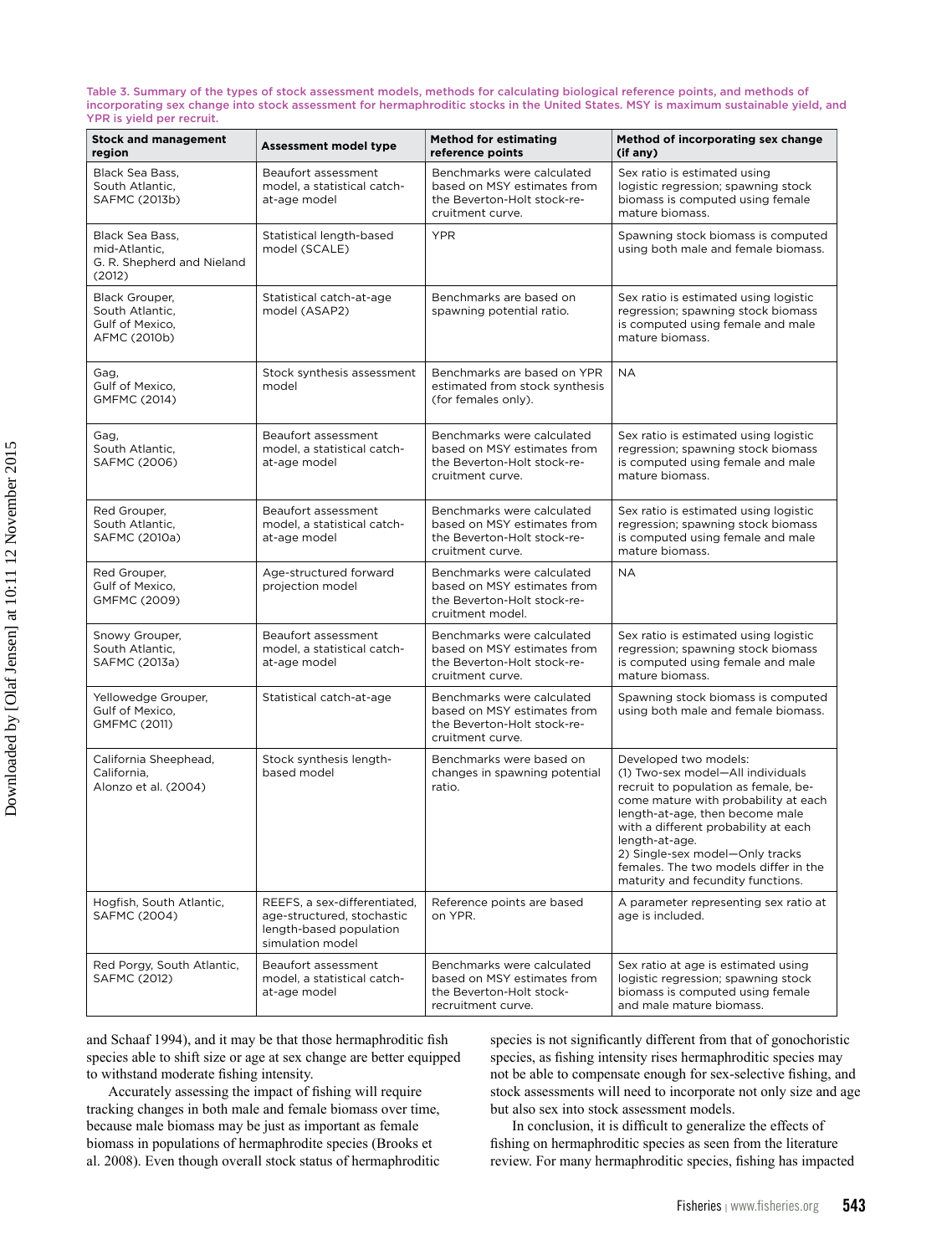Table 3. Summary of the types of stock assessment models, methods for calculating biological reference points, and methods of incorporating sex change into stock assessment for hermaphroditic stocks in the United States. MSY is maximum sustainable yield, and YPR is yield per recruit.

| Stock and management region | Assessment model type | Method for estimating reference points | Method of incorporating sex change (if any) |
|---|---|---|---|
| Black Sea Bass, South Atlantic, SAFMC (2013b) | Beaufort assessment model, a statistical catch-at-age model | Benchmarks were calculated based on MSY estimates from the Beverton-Holt stock-recruitment curve. | Sex ratio is estimated using logistic regression; spawning stock biomass is computed using female mature biomass. |
| Black Sea Bass, mid-Atlantic, G. R. Shepherd and Nieland (2012) | Statistical length-based model (SCALE) | YPR | Spawning stock biomass is computed using both male and female biomass. |
| Black Grouper, South Atlantic, Gulf of Mexico, AFMC (2010b) | Statistical catch-at-age model (ASAP2) | Benchmarks are based on spawning potential ratio. | Sex ratio is estimated using logistic regression; spawning stock biomass is computed using female and male mature biomass. |
| Gag, Gulf of Mexico, GMFMC (2014) | Stock synthesis assessment model | Benchmarks are based on YPR estimated from stock synthesis (for females only). | NA |
| Gag, South Atlantic, SAFMC (2006) | Beaufort assessment model, a statistical catch-at-age model | Benchmarks were calculated based on MSY estimates from the Beverton-Holt stock-recruitment curve. | Sex ratio is estimated using logistic regression; spawning stock biomass is computed using female and male mature biomass. |
| Red Grouper, South Atlantic, SAFMC (2010a) | Beaufort assessment model, a statistical catch-at-age model | Benchmarks were calculated based on MSY estimates from the Beverton-Holt stock-recruitment curve. | Sex ratio is estimated using logistic regression; spawning stock biomass is computed using female and male mature biomass. |
| Red Grouper, Gulf of Mexico, GMFMC (2009) | Age-structured forward projection model | Benchmarks were calculated based on MSY estimates from the Beverton-Holt stock-recruitment model. | NA |
| Snowy Grouper, South Atlantic, SAFMC (2013a) | Beaufort assessment model, a statistical catch-at-age model | Benchmarks were calculated based on MSY estimates from the Beverton-Holt stock-recruitment curve. | Sex ratio is estimated using logistic regression; spawning stock biomass is computed using female and male mature biomass. |
| Yellowedge Grouper, Gulf of Mexico, GMFMC (2011) | Statistical catch-at-age | Benchmarks were calculated based on MSY estimates from the Beverton-Holt stock-recruitment curve. | Spawning stock biomass is computed using both male and female biomass. |
| California Sheephead, California, Alonzo et al. (2004) | Stock synthesis length-based model | Benchmarks were based on changes in spawning potential ratio. | Developed two models: (1) Two-sex model—All individuals recruit to population as female, become mature with probability at each length-at-age, then become male with a different probability at each length-at-age. 2) Single-sex model—Only tracks females. The two models differ in the maturity and fecundity functions. |
| Hogfish, South Atlantic, SAFMC (2004) | REEFS, a sex-differentiated, age-structured, stochastic length-based population simulation model | Reference points are based on YPR. | A parameter representing sex ratio at age is included. |
| Red Porgy, South Atlantic, SAFMC (2012) | Beaufort assessment model, a statistical catch-at-age model | Benchmarks were calculated based on MSY estimates from the Beverton-Holt stock-recruitment curve. | Sex ratio at age is estimated using logistic regression; spawning stock biomass is computed using female and male mature biomass. |

and Schaaf 1994), and it may be that those hermaphroditic fish species able to shift size or age at sex change are better equipped to withstand moderate fishing intensity.

Accurately assessing the impact of fishing will require tracking changes in both male and female biomass over time, because male biomass may be just as important as female biomass in populations of hermaphrodite species (Brooks et al. 2008). Even though overall stock status of hermaphroditic species is not significantly different from that of gonochoristic species, as fishing intensity rises hermaphroditic species may not be able to compensate enough for sex-selective fishing, and stock assessments will need to incorporate not only size and age but also sex into stock assessment models.

In conclusion, it is difficult to generalize the effects of fishing on hermaphroditic species as seen from the literature review. For many hermaphroditic species, fishing has impacted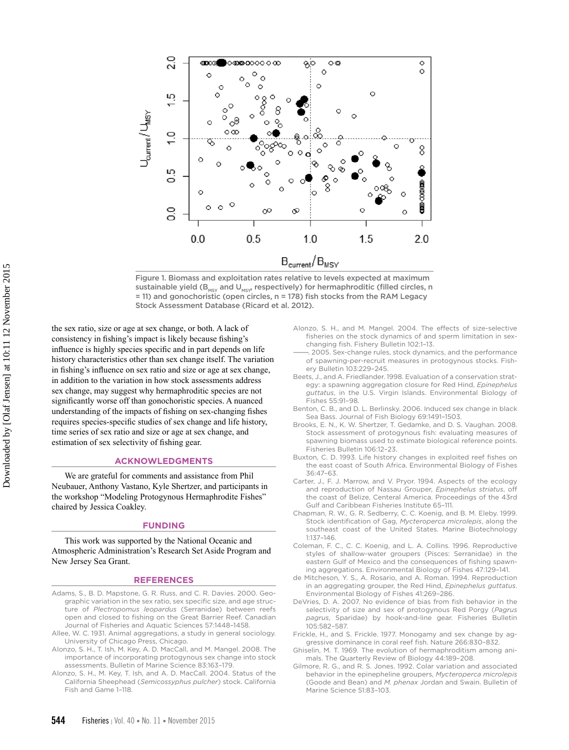Figure 1. Biomass and exploitation rates relative to levels expected at maximum sustainable yield ($B_{MSY}$ and $U_{MSY}$, respectively) for hermaphroditic (filled circles, n = 11) and gonochoristic (open circles, n = 178) fish stocks from the RAM Legacy Stock Assessment Database (Ricard et al. 2012).

the sex ratio, size or age at sex change, or both. A lack of consistency in fishing's impact is likely because fishing's influence is highly species specific and in part depends on life history characteristics other than sex change itself. The variation in fishing's influence on sex ratio and size or age at sex change, in addition to the variation in how stock assessments address sex change, may suggest why hermaphroditic species are not significantly worse off than gonochoristic species. A nuanced understanding of the impacts of fishing on sex-changing fishes requires species-specific studies of sex change and life history, time series of sex ratio and size or age at sex change, and estimation of sex selectivity of fishing gear.

## ACKNOWLEDGMENTS

We are grateful for comments and assistance from Phil Neubauer, Anthony Vastano, Kyle Shertzer, and participants in the workshop "Modeling Protogynous Hermaphrodite Fishes" chaired by Jessica Coakley.

## FUNDING

This work was supported by the National Oceanic and Atmospheric Administration's Research Set Aside Program and New Jersey Sea Grant.

## REFERENCES

Adams, S., B. D. Mapstone, G. R. Russ, and C. R. Davies. 2000. Geographic variation in the sex ratio, sex specific size, and age structure of *Plectropomus leopardus* (Serranidae) between reefs open and closed to fishing on the Great Barrier Reef. Canadian Journal of Fisheries and Aquatic Sciences 57:1448–1458.

Allee, W. C. 1931. Animal aggregations, a study in general sociology. University of Chicago Press, Chicago.

Alonzo, S. H., T. Ish, M. Key, A. D. MacCall, and M. Mangel. 2008. The importance of incorporating protogynous sex change into stock assessments. Bulletin of Marine Science 83:163–179.

Alonzo, S. H., M. Key, T. Ish, and A. D. MacCall. 2004. Status of the California Sheephead (*Semicossyphus pulcher*) stock. California Fish and Game 1–118.

Alonzo, S. H., and M. Mangel. 2004. The effects of size-selective fisheries on the stock dynamics of and sperm limitation in sex-changing fish. Fishery Bulletin 102:1–13.

——. 2005. Sex-change rules, stock dynamics, and the performance of spawning-per-recruit measures in protogynous stocks. Fishery Bulletin 103:229–245.

Beets, J., and A. Friedlander. 1998. Evaluation of a conservation strategy: a spawning aggregation closure for Red Hind, *Epinephelus guttatus*, in the U.S. Virgin Islands. Environmental Biology of Fishes 55:91–98.

Benton, C. B., and D. L. Berlinsky. 2006. Induced sex change in black Sea Bass. Journal of Fish Biology 69:1491–1503.

Brooks, E. N., K. W. Shertzer, T. Gedamke, and D. S. Vaughan. 2008. Stock assessment of protogynous fish: evaluating measures of spawning biomass used to estimate biological reference points. Fisheries Bulletin 106:12–23.

Buxton, C. D. 1993. Life history changes in exploited reef fishes on the east coast of South Africa. Environmental Biology of Fishes 36:47–63.

Carter, J., F. J. Marrow, and V. Pryor. 1994. Aspects of the ecology and reproduction of Nassau Grouper, *Epinephelus striatus*, off the coast of Belize, Centeral America. Proceedings of the 43rd Gulf and Caribbean Fisheries Institute 65–111.

Chapman, R. W., G. R. Sedberry, C. C. Koenig, and B. M. Eleby. 1999. Stock identification of Gag, *Mycteroperca microlepis*, along the southeast coast of the United States. Marine Biotechnology 1:137–146.

Coleman, F. C., C. C. Koenig, and L. A. Collins. 1996. Reproductive styles of shallow-water groupers (Pisces: Serranidae) in the eastern Gulf of Mexico and the consequences of fishing spawning aggregations. Environmental Biology of Fishes 47:129–141.

de Mitcheson, Y. S., A. Rosario, and A. Roman. 1994. Reproduction in an aggregating grouper, the Red Hind, *Epinephelus guttatus*. Environmental Biology of Fishes 41:269–286.

DeVries, D. A. 2007. No evidence of bias from fish behavior in the selectivity of size and sex of protogynous Red Porgy (*Pagrus pagrus*, Sparidae) by hook-and-line gear. Fisheries Bulletin 105:582–587.

Frickle, H., and S. Frickle. 1977. Monogamy and sex change by aggressive dominance in coral reef fish. Nature 266:830–832.

Ghiselin, M. T. 1969. The evolution of hermaphroditism among animals. The Quarterly Review of Biology 44:189–208.

Gilmore, R. G., and R. S. Jones. 1992. Colar variation and associated behavior in the epinepheline groupers, *Mycteroperca microlepis* (Goode and Bean) and *M. phenax* Jordan and Swain. Bulletin of Marine Science 51:83–103.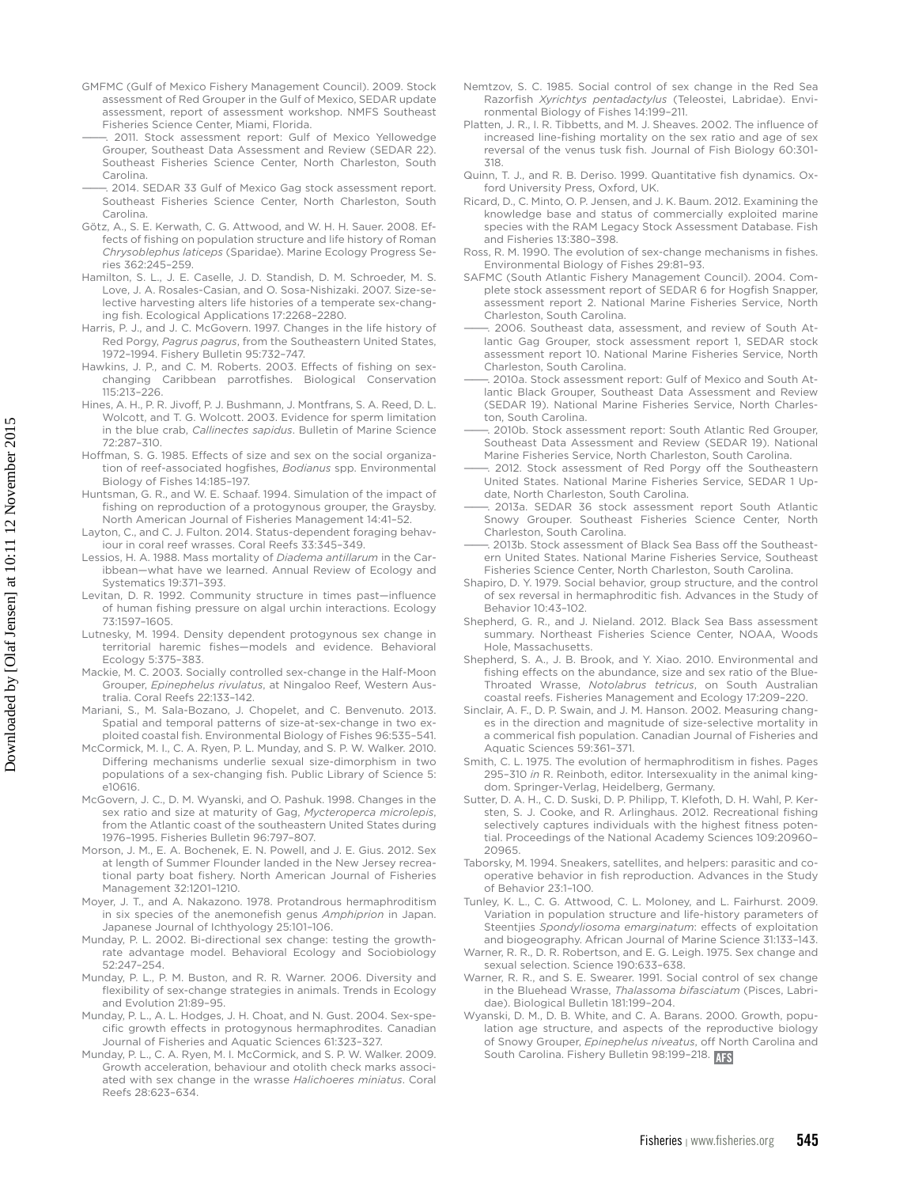GMFMC (Gulf of Mexico Fishery Management Council). 2009. Stock assessment of Red Grouper in the Gulf of Mexico, SEDAR update assessment, report of assessment workshop. NMFS Southeast Fisheries Science Center, Miami, Florida.

———. 2011. Stock assessment report: Gulf of Mexico Yellowedge Grouper, Southeast Data Assessment and Review (SEDAR 22). Southeast Fisheries Science Center, North Charleston, South Carolina.

———. 2014. SEDAR 33 Gulf of Mexico Gag stock assessment report. Southeast Fisheries Science Center, North Charleston, South Carolina.

Götz, A., S. E. Kerwath, C. G. Attwood, and W. H. H. Sauer. 2008. Effects of fishing on population structure and life history of Roman *Chrysoblephus laticeps* (Sparidae). Marine Ecology Progress Series 362:245–259.

Hamilton, S. L., J. E. Caselle, J. D. Standish, D. M. Schroeder, M. S. Love, J. A. Rosales-Casian, and O. Sosa-Nishizaki. 2007. Size-selective harvesting alters life histories of a temperate sex-changing fish. Ecological Applications 17:2268–2280.

Harris, P. J., and J. C. McGovern. 1997. Changes in the life history of Red Porgy, *Pagrus pagrus*, from the Southeastern United States, 1972–1994. Fishery Bulletin 95:732–747.

Hawkins, J. P., and C. M. Roberts. 2003. Effects of fishing on sex-changing Caribbean parrotfishes. Biological Conservation 115:213–226.

Hines, A. H., P. R. Jivoff, P. J. Bushmann, J. Montfrans, S. A. Reed, D. L. Wolcott, and T. G. Wolcott. 2003. Evidence for sperm limitation in the blue crab, *Callinectes sapidus*. Bulletin of Marine Science 72:287–310.

Hoffman, S. G. 1985. Effects of size and sex on the social organization of reef-associated hogfishes, *Bodianus* spp. Environmental Biology of Fishes 14:185–197.

Huntsman, G. R., and W. E. Schaaf. 1994. Simulation of the impact of fishing on reproduction of a protogynous grouper, the Graysby. North American Journal of Fisheries Management 14:41–52.

Layton, C., and C. J. Fulton. 2014. Status-dependent foraging behaviour in coral reef wrasses. Coral Reefs 33:345–349.

Lessios, H. A. 1988. Mass mortality of *Diadema antillarum* in the Caribbean—what have we learned. Annual Review of Ecology and Systematics 19:371–393.

Levitan, D. R. 1992. Community structure in times past—influence of human fishing pressure on algal urchin interactions. Ecology 73:1597–1605.

Lutnesky, M. 1994. Density dependent protogynous sex change in territorial haremic fishes—models and evidence. Behavioral Ecology 5:375–383.

Mackie, M. C. 2003. Socially controlled sex-change in the Half-Moon Grouper, *Epinephelus rivulatus*, at Ningaloo Reef, Western Australia. Coral Reefs 22:133–142.

Mariani, S., M. Sala-Bozano, J. Chopelet, and C. Benvenuto. 2013. Spatial and temporal patterns of size-at-sex-change in two exploited coastal fish. Environmental Biology of Fishes 96:535–541.

McCormick, M. I., C. A. Ryen, P. L. Munday, and S. P. W. Walker. 2010. Differing mechanisms underlie sexual size-dimorphism in two populations of a sex-changing fish. Public Library of Science 5: e10616.

McGovern, J. C., D. M. Wyanski, and O. Pashuk. 1998. Changes in the sex ratio and size at maturity of Gag, *Mycteroperca microlepis*, from the Atlantic coast of the southeastern United States during 1976–1995. Fisheries Bulletin 96:797–807.

Morson, J. M., E. A. Bochenek, E. N. Powell, and J. E. Gius. 2012. Sex at length of Summer Flounder landed in the New Jersey recreational party boat fishery. North American Journal of Fisheries Management 32:1201–1210.

Moyer, J. T., and A. Nakazono. 1978. Protandrous hermaphroditism in six species of the anemonefish genus *Amphiprion* in Japan. Japanese Journal of Ichthyology 25:101–106.

Munday, P. L. 2002. Bi-directional sex change: testing the growth-rate advantage model. Behavioral Ecology and Sociobiology 52:247–254.

Munday, P. L., P. M. Buston, and R. R. Warner. 2006. Diversity and flexibility of sex-change strategies in animals. Trends in Ecology and Evolution 21:89–95.

Munday, P. L., A. L. Hodges, J. H. Choat, and N. Gust. 2004. Sex-specific growth effects in protogynous hermaphrodites. Canadian Journal of Fisheries and Aquatic Sciences 61:323–327.

Munday, P. L., C. A. Ryen, M. I. McCormick, and S. P. W. Walker. 2009. Growth acceleration, behaviour and otolith check marks associated with sex change in the wrasse *Halichoeres miniatus*. Coral Reefs 28:623–634.

Nemtzov, S. C. 1985. Social control of sex change in the Red Sea Razorfish *Xyrichtys pentadactylus* (Teleostei, Labridae). Environmental Biology of Fishes 14:199–211.

Platten, J. R., I. R. Tibbetts, and M. J. Sheaves. 2002. The influence of increased line-fishing mortality on the sex ratio and age of sex reversal of the venus tusk fish. Journal of Fish Biology 60:301-318.

Quinn, T. J., and R. B. Deriso. 1999. Quantitative fish dynamics. Oxford University Press, Oxford, UK.

Ricard, D., C. Minto, O. P. Jensen, and J. K. Baum. 2012. Examining the knowledge base and status of commercially exploited marine species with the RAM Legacy Stock Assessment Database. Fish and Fisheries 13:380–398.

Ross, R. M. 1990. The evolution of sex-change mechanisms in fishes. Environmental Biology of Fishes 29:81–93.

SAFMC (South Atlantic Fishery Management Council). 2004. Complete stock assessment report of SEDAR 6 for Hogfish Snapper, assessment report 2. National Marine Fisheries Service, North Charleston, South Carolina.

———. 2006. Southeast data, assessment, and review of South Atlantic Gag Grouper, stock assessment report 1, SEDAR stock assessment report 10. National Marine Fisheries Service, North Charleston, South Carolina.

———. 2010a. Stock assessment report: Gulf of Mexico and South Atlantic Black Grouper, Southeast Data Assessment and Review (SEDAR 19). National Marine Fisheries Service, North Charleston, South Carolina.

———. 2010b. Stock assessment report: South Atlantic Red Grouper, Southeast Data Assessment and Review (SEDAR 19). National Marine Fisheries Service, North Charleston, South Carolina.

———. 2012. Stock assessment of Red Porgy off the Southeastern United States. National Marine Fisheries Service, SEDAR 1 Update, North Charleston, South Carolina.

———. 2013a. SEDAR 36 stock assessment report South Atlantic Snowy Grouper. Southeast Fisheries Science Center, North Charleston, South Carolina.

———. 2013b. Stock assessment of Black Sea Bass off the Southeastern United States. National Marine Fisheries Service, Southeast Fisheries Science Center, North Charleston, South Carolina.

Shapiro, D. Y. 1979. Social behavior, group structure, and the control of sex reversal in hermaphroditic fish. Advances in the Study of Behavior 10:43–102.

Shepherd, G. R., and J. Nieland. 2012. Black Sea Bass assessment summary. Northeast Fisheries Science Center, NOAA, Woods Hole, Massachusetts.

Shepherd, S. A., J. B. Brook, and Y. Xiao. 2010. Environmental and fishing effects on the abundance, size and sex ratio of the Blue-Throated Wrasse, *Notolabrus tetricus*, on South Australian coastal reefs. Fisheries Management and Ecology 17:209–220.

Sinclair, A. F., D. P. Swain, and J. M. Hanson. 2002. Measuring changes in the direction and magnitude of size-selective mortality in a commerical fish population. Canadian Journal of Fisheries and Aquatic Sciences 59:361–371.

Smith, C. L. 1975. The evolution of hermaphroditism in fishes. Pages 295–310 *in* R. Reinboth, editor. Intersexuality in the animal kingdom. Springer-Verlag, Heidelberg, Germany.

Sutter, D. A. H., C. D. Suski, D. P. Philipp, T. Klefoth, D. H. Wahl, P. Kersten, S. J. Cooke, and R. Arlinghaus. 2012. Recreational fishing selectively captures individuals with the highest fitness potential. Proceedings of the National Academy Sciences 109:20960–20965.

Taborsky, M. 1994. Sneakers, satellites, and helpers: parasitic and cooperative behavior in fish reproduction. Advances in the Study of Behavior 23:1–100.

Tunley, K. L., C. G. Attwood, C. L. Moloney, and L. Fairhurst. 2009. Variation in population structure and life-history parameters of Steentjies *Spondyliosoma emarginatum*: effects of exploitation and biogeography. African Journal of Marine Science 31:133–143.

Warner, R. R., D. R. Robertson, and E. G. Leigh. 1975. Sex change and sexual selection. Science 190:633–638.

Warner, R. R., and S. E. Swearer. 1991. Social control of sex change in the Bluehead Wrasse, *Thalassoma bifasciatum* (Pisces, Labridae). Biological Bulletin 181:199–204.

Wyanski, D. M., D. B. White, and C. A. Barans. 2000. Growth, population age structure, and aspects of the reproductive biology of Snowy Grouper, *Epinephelus niveatus*, off North Carolina and South Carolina. Fishery Bulletin 98:199–218.